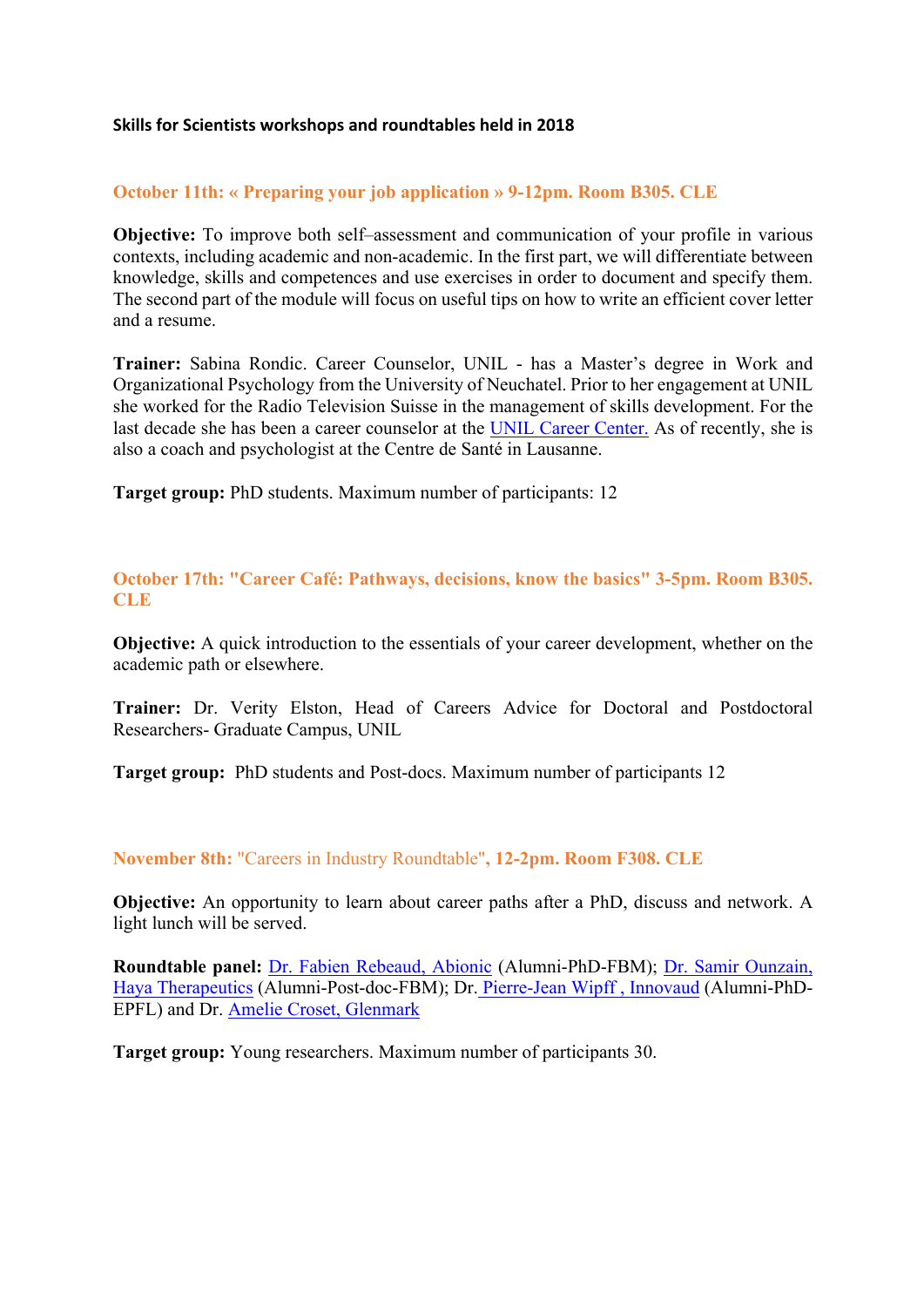**Skills for Scientists workshops and roundtables held in 2018**

### October 11th: « Preparing your job application » 9-12pm. Room B305. CLE

**Objective:** To improve both self–assessment and communication of your profile in various contexts, including academic and non-academic. In the first part, we will differentiate between knowledge, skills and competences and use exercises in order to document and specify them. The second part of the module will focus on useful tips on how to write an efficient cover letter and a resume.

**Trainer:** Sabina Rondic. Career Counselor, UNIL - has a Master's degree in Work and Organizational Psychology from the University of Neuchatel. Prior to her engagement at UNIL she worked for the Radio Television Suisse in the management of skills development. For the last decade she has been a career counselor at the UNIL Career Center. As of recently, she is also a coach and psychologist at the Centre de Santé in Lausanne.

**Target group:** PhD students. Maximum number of participants: 12

### October 17th: "Career Café: Pathways, decisions, know the basics" 3-5pm. Room B305. CLE

**Objective:** A quick introduction to the essentials of your career development, whether on the academic path or elsewhere.

**Trainer:** Dr. Verity Elston, Head of Careers Advice for Doctoral and Postdoctoral Researchers- Graduate Campus, UNIL

**Target group:** PhD students and Post-docs. Maximum number of participants 12

### November 8th: "Careers in Industry Roundtable", 12-2pm. Room F308. CLE

**Objective:** An opportunity to learn about career paths after a PhD, discuss and network. A light lunch will be served.

**Roundtable panel:** Dr. Fabien Rebeaud, Abionic (Alumni-PhD-FBM); Dr. Samir Ounzain, Haya Therapeutics (Alumni-Post-doc-FBM); Dr. Pierre-Jean Wipff , Innovaud (Alumni-PhD-EPFL) and Dr. Amelie Croset, Glenmark

**Target group:** Young researchers. Maximum number of participants 30.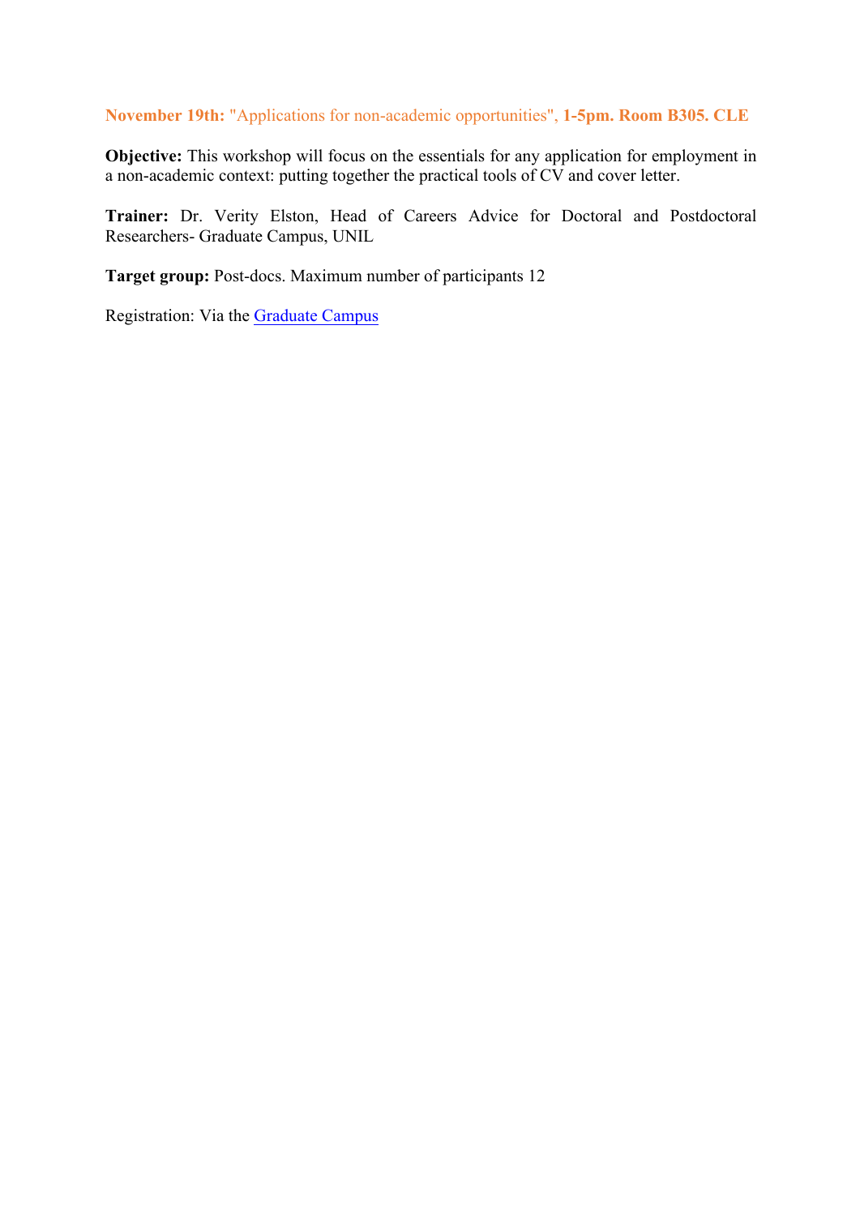**November 19th:** "Applications for non-academic opportunities", **1-5pm. Room B305. CLE**

**Objective:** This workshop will focus on the essentials for any application for employment in a non-academic context: putting together the practical tools of CV and cover letter.

**Trainer:** Dr. Verity Elston, Head of Careers Advice for Doctoral and Postdoctoral Researchers- Graduate Campus, UNIL

**Target group:** Post-docs. Maximum number of participants 12

Registration: Via the Graduate Campus